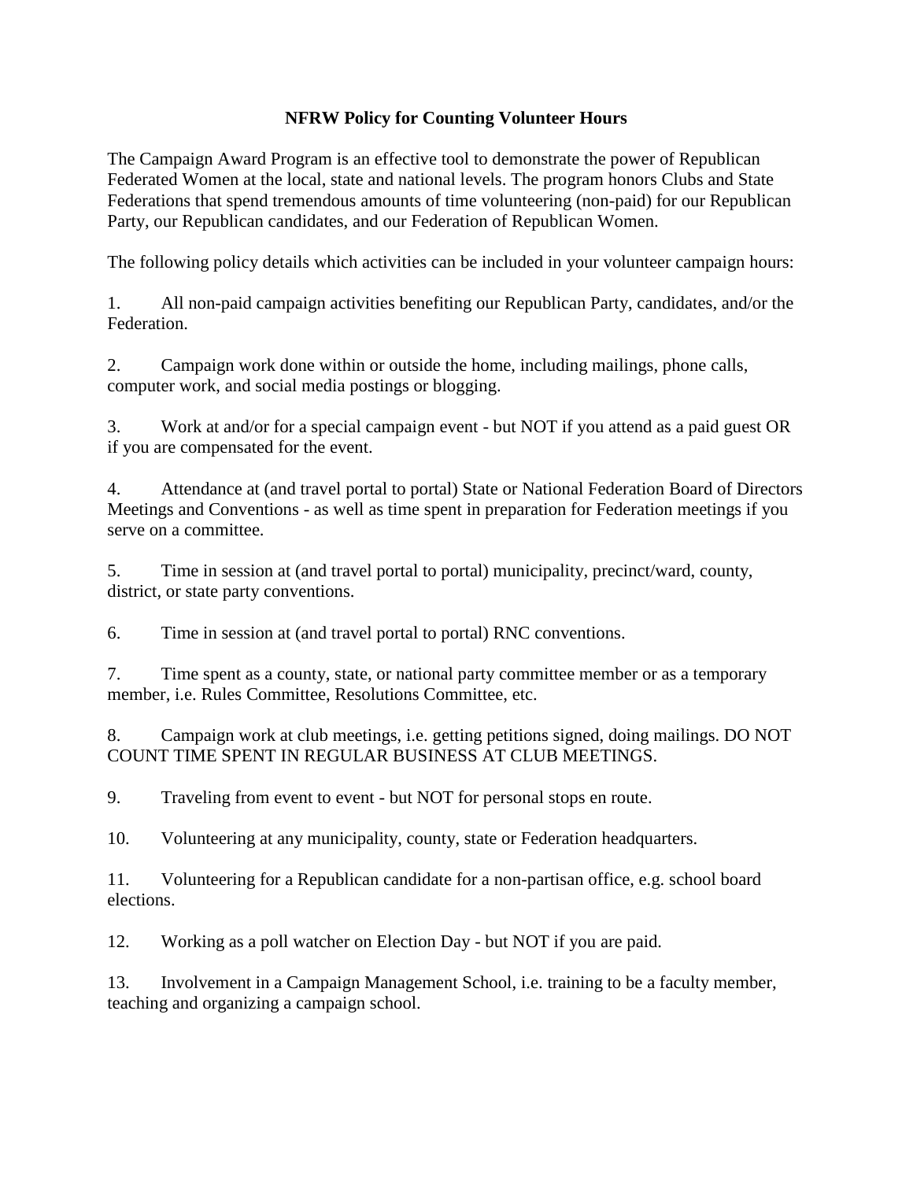# NFRW Policy for Counting Volunteer Hours

The Campaign Award Program is an effective tool to demonstrate the power of Republican Federated Women at the local, state and national levels. The program honors Clubs and State Federations that spend tremendous amounts of time volunteering (non-paid) for our Republican Party, our Republican candidates, and our Federation of Republican Women.

The following policy details which activities can be included in your volunteer campaign hours:

1. All non-paid campaign activities benefiting our Republican Party, candidates, and/or the Federation.

2. Campaign work done within or outside the home, including mailings, phone calls, computer work, and social media postings or blogging.

3. Work at and/or for a special campaign event - but NOT if you attend as a paid guest OR if you are compensated for the event.

4. Attendance at (and travel portal to portal) State or National Federation Board of Directors Meetings and Conventions - as well as time spent in preparation for Federation meetings if you serve on a committee.

5. Time in session at (and travel portal to portal) municipality, precinct/ward, county, district, or state party conventions.

6. Time in session at (and travel portal to portal) RNC conventions.

7. Time spent as a county, state, or national party committee member or as a temporary member, i.e. Rules Committee, Resolutions Committee, etc.

8. Campaign work at club meetings, i.e. getting petitions signed, doing mailings. DO NOT COUNT TIME SPENT IN REGULAR BUSINESS AT CLUB MEETINGS.

9. Traveling from event to event - but NOT for personal stops en route.

10. Volunteering at any municipality, county, state or Federation headquarters.

11. Volunteering for a Republican candidate for a non-partisan office, e.g. school board elections.

12. Working as a poll watcher on Election Day - but NOT if you are paid.

13. Involvement in a Campaign Management School, i.e. training to be a faculty member, teaching and organizing a campaign school.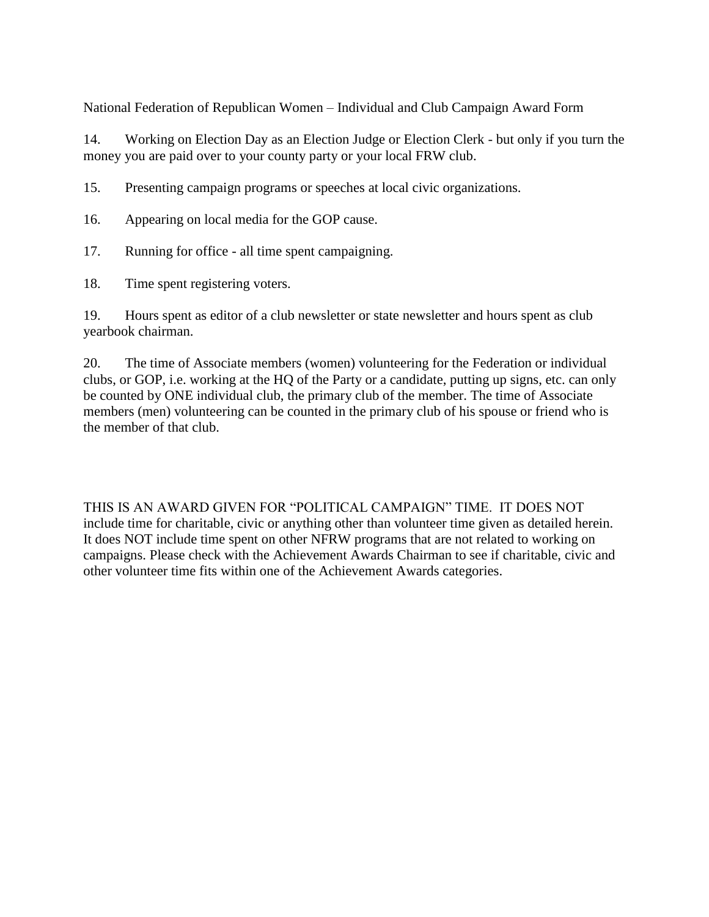National Federation of Republican Women – Individual and Club Campaign Award Form

14. Working on Election Day as an Election Judge or Election Clerk - but only if you turn the money you are paid over to your county party or your local FRW club.

15. Presenting campaign programs or speeches at local civic organizations.

16. Appearing on local media for the GOP cause.

17. Running for office - all time spent campaigning.

18. Time spent registering voters.

19. Hours spent as editor of a club newsletter or state newsletter and hours spent as club yearbook chairman.

20. The time of Associate members (women) volunteering for the Federation or individual clubs, or GOP, i.e. working at the HQ of the Party or a candidate, putting up signs, etc. can only be counted by ONE individual club, the primary club of the member. The time of Associate members (men) volunteering can be counted in the primary club of his spouse or friend who is the member of that club.

THIS IS AN AWARD GIVEN FOR “POLITICAL CAMPAIGN” TIME. IT DOES NOT include time for charitable, civic or anything other than volunteer time given as detailed herein. It does NOT include time spent on other NFRW programs that are not related to working on campaigns. Please check with the Achievement Awards Chairman to see if charitable, civic and other volunteer time fits within one of the Achievement Awards categories.